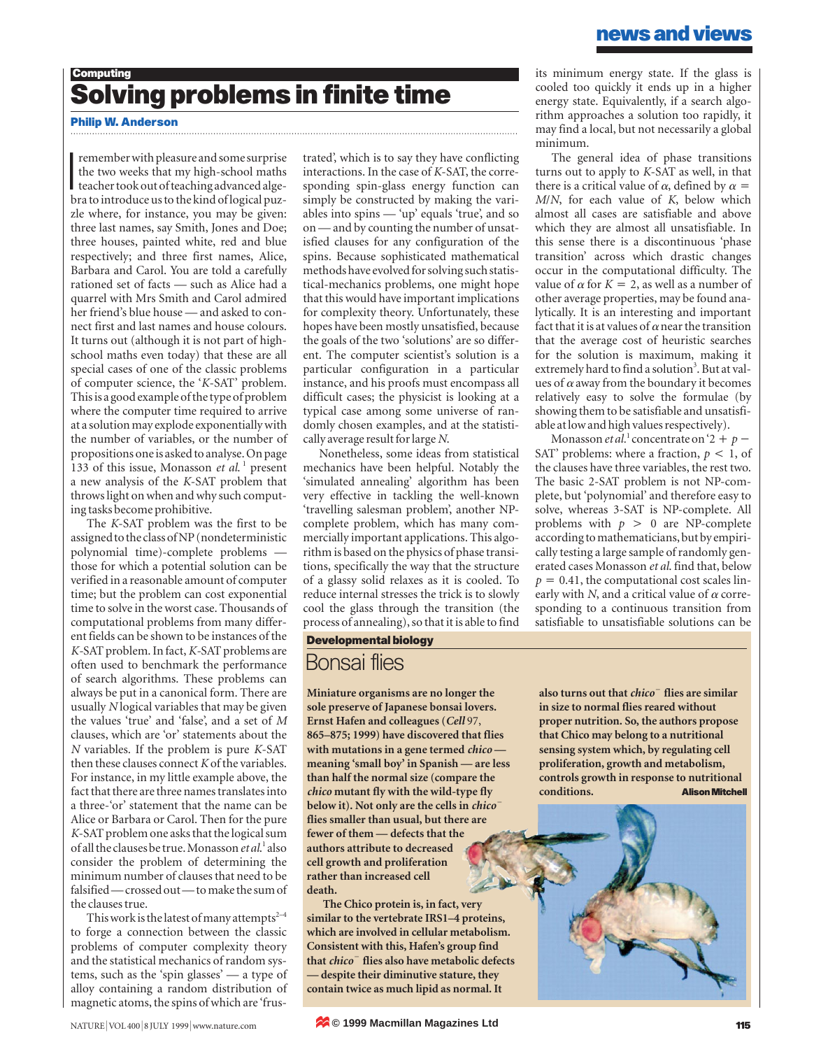Computing

# Solving problems in finite time

**Philip W. Anderson**

I remember with pleasure and some surprise the two weeks that my high-school maths teacher took out of teaching advanced algebra to introduce us to the kind of logical puzzle where, for instance, you may be given: three last names, say Smith, Jones and Doe; three houses, painted white, red and blue respectively; and three first names, Alice, Barbara and Carol. You are told a carefully rationed set of facts — such as Alice had a quarrel with Mrs Smith and Carol admired her friend's blue house — and asked to connect first and last names and house colours. It turns out (although it is not part of high-school maths even today) that these are all special cases of one of the classic problems of computer science, the '*K*-SAT' problem. This is a good example of the type of problem where the computer time required to arrive at a solution may explode exponentially with the number of variables, or the number of propositions one is asked to analyse. On page 133 of this issue, Monasson *et al.*[1] present a new analysis of the *K*-SAT problem that throws light on when and why such computing tasks become prohibitive.

The *K*-SAT problem was the first to be assigned to the class of NP (nondeterministic polynomial time)-complete problems — those for which a potential solution can be verified in a reasonable amount of computer time; but the problem can cost exponential time to solve in the worst case. Thousands of computational problems from many different fields can be shown to be instances of the *K*-SAT problem. In fact, *K*-SAT problems are often used to benchmark the performance of search algorithms. These problems can always be put in a canonical form. There are usually *N* logical variables that may be given the values 'true' and 'false', and a set of *M* clauses, which are 'or' statements about the *N* variables. If the problem is pure *K*-SAT then these clauses connect *K* of the variables. For instance, in my little example above, the fact that there are three names translates into a three-'or' statement that the name can be Alice or Barbara or Carol. Then for the pure *K*-SAT problem one asks that the logical sum of all the clauses be true. Monasson *et al.*[1] also consider the problem of determining the minimum number of clauses that need to be falsified — crossed out — to make the sum of the clauses true.

This work is the latest of many attempts[2–4] to forge a connection between the classic problems of computer complexity theory and the statistical mechanics of random systems, such as the 'spin glasses' — a type of alloy containing a random distribution of magnetic atoms, the spins of which are 'frustrated', which is to say they have conflicting interactions. In the case of *K*-SAT, the corresponding spin-glass energy function can simply be constructed by making the variables into spins — 'up' equals 'true', and so on — and by counting the number of unsatisfied clauses for any configuration of the spins. Because sophisticated mathematical methods have evolved for solving such statistical-mechanics problems, one might hope that this would have important implications for complexity theory. Unfortunately, these hopes have been mostly unsatisfied, because the goals of the two 'solutions' are so different. The computer scientist's solution is a particular configuration in a particular instance, and his proofs must encompass all difficult cases; the physicist is looking at a typical case among some universe of randomly chosen examples, and at the statistically average result for large *N*.

Nonetheless, some ideas from statistical mechanics have been helpful. Notably the 'simulated annealing' algorithm has been very effective in tackling the well-known 'travelling salesman problem', another NP-complete problem, which has many commercially important applications. This algorithm is based on the physics of phase transitions, specifically the way that the structure of a glassy solid relaxes as it is cooled. To reduce internal stresses the trick is to slowly cool the glass through the transition (the process of annealing), so that it is able to find its minimum energy state. If the glass is cooled too quickly it ends up in a higher energy state. Equivalently, if a search algorithm approaches a solution too rapidly, it may find a local, but not necessarily a global minimum.

The general idea of phase transitions turns out to apply to *K*-SAT as well, in that there is a critical value of $\alpha$, defined by $\alpha = M/N$, for each value of *K*, below which almost all cases are satisfiable and above which they are almost all unsatisfiable. In this sense there is a discontinuous 'phase transition' across which drastic changes occur in the computational difficulty. The value of $\alpha$ for $K = 2$, as well as a number of other average properties, may be found analytically. It is an interesting and important fact that it is at values of $\alpha$ near the transition that the average cost of heuristic searches for the solution is maximum, making it extremely hard to find a solution[3]. But at values of $\alpha$ away from the boundary it becomes relatively easy to solve the formulae (by showing them to be satisfiable and unsatisfiable at low and high values respectively).

Monasson *et al.*[1] concentrate on '$2 + p$ – SAT' problems: where a fraction, $p < 1$, of the clauses have three variables, the rest two. The basic 2-SAT problem is not NP-complete, but 'polynomial' and therefore easy to solve, whereas 3-SAT is NP-complete. All problems with $p > 0$ are NP-complete according to mathematicians, but by empirically testing a large sample of randomly generated cases Monasson *et al.* find that, below $p = 0.41$, the computational cost scales linearly with *N*, and a critical value of $\alpha$ corresponding to a continuous transition from satisfiable to unsatisfiable solutions can be

Developmental biology

## Bonsai flies

**Miniature organisms are no longer the sole preserve of Japanese bonsai lovers. Ernst Hafen and colleagues (*Cell* 97, 865–875; 1999) have discovered that flies with mutations in a gene termed *chico* — meaning 'small boy' in Spanish — are less than half the normal size (compare the *chico* mutant fly with the wild-type fly below it). Not only are the cells in *chico*[–] flies smaller than usual, but there are fewer of them — defects that the authors attribute to decreased cell growth and proliferation rather than increased cell death.**

**The Chico protein is, in fact, very similar to the vertebrate IRS1–4 proteins, which are involved in cellular metabolism. Consistent with this, Hafen's group find that *chico*[–] flies also have metabolic defects — despite their diminutive stature, they contain twice as much lipid as normal. It also turns out that *chico*[–] flies are similar in size to normal flies reared without proper nutrition. So, the authors propose that Chico may belong to a nutritional sensing system which, by regulating cell proliferation, growth and metabolism, controls growth in response to nutritional conditions.**

**Alison Mitchell**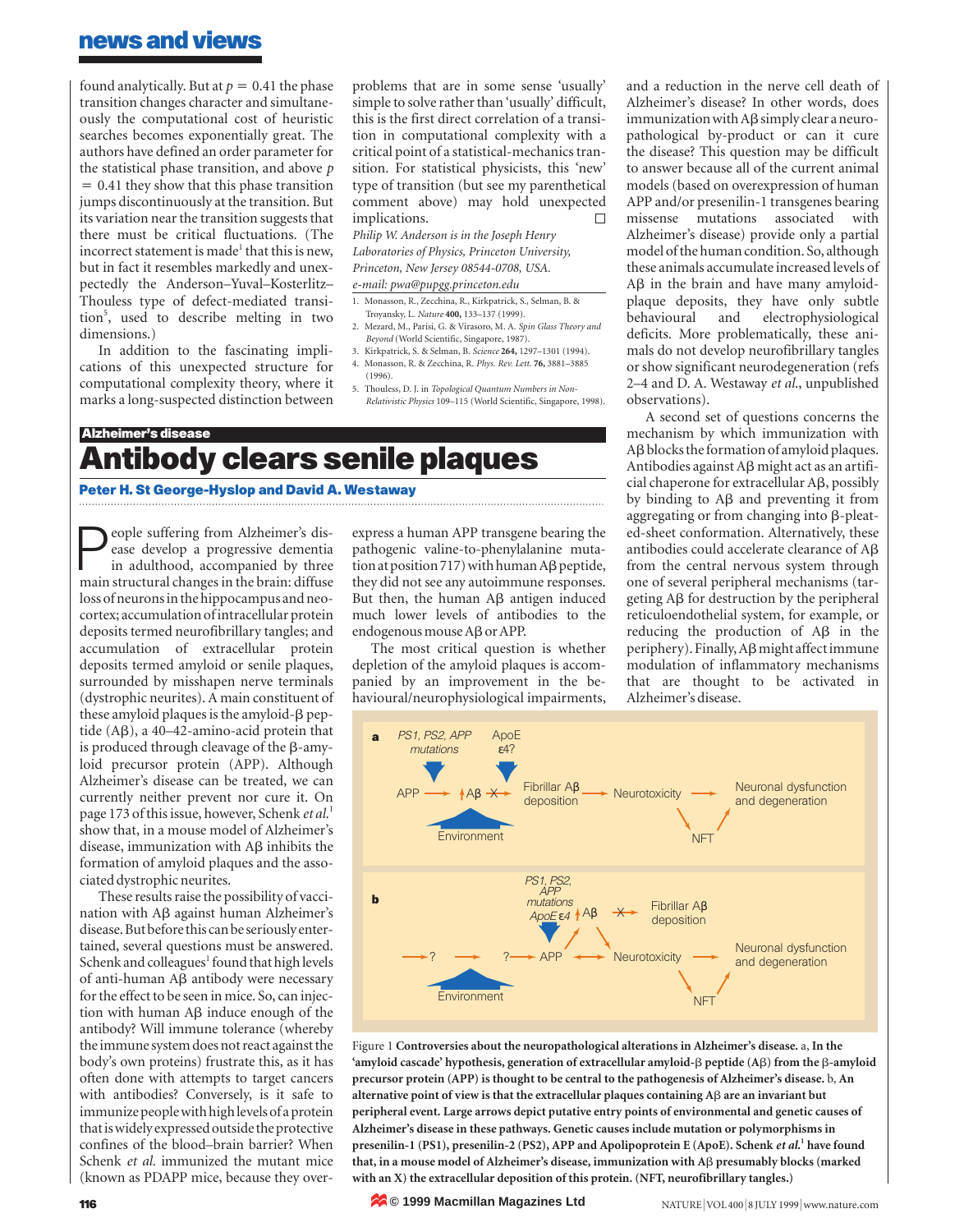found analytically. But at $p = 0.41$ the phase transition changes character and simultaneously the computational cost of heuristic searches becomes exponentially great. The authors have defined an order parameter for the statistical phase transition, and above $p = 0.41$ they show that this phase transition jumps discontinuously at the transition. But its variation near the transition suggests that there must be critical fluctuations. (The incorrect statement is made[1] that this is new, but in fact it resembles markedly and unexpectedly the Anderson–Yuval–Kosterlitz–Thouless type of defect-mediated transition[5], used to describe melting in two dimensions.)

In addition to the fascinating implications of this unexpected structure for computational complexity theory, where it marks a long-suspected distinction between problems that are in some sense 'usually' simple to solve rather than 'usually' difficult, this is the first direct correlation of a transition in computational complexity with a critical point of a statistical-mechanics transition. For statistical physicists, this 'new' type of transition (but see my parenthetical comment above) may hold unexpected implications. □

*Philip W. Anderson is in the Joseph Henry Laboratories of Physics, Princeton University, Princeton, New Jersey 08544-0708, USA.*
*e-mail: pwa@pupgg.princeton.edu*

1. Monasson, R., Zecchina, R., Kirkpatrick, S., Selman, B. & Troyansky, L. *Nature* **400**, 133–137 (1999).
2. Mezard, M., Parisi, G. & Virasoro, M. A. *Spin Glass Theory and Beyond* (World Scientific, Singapore, 1987).
3. Kirkpatrick, S. & Selman, B. *Science* **264**, 1297–1301 (1994).
4. Monasson, R. & Zecchina, R. *Phys. Rev. Lett.* **76**, 3881–3885 (1996).
5. Thouless, D. J. in *Topological Quantum Numbers in Non-Relativistic Physics* 109–115 (World Scientific, Singapore, 1998).

**Alzheimer's disease**

# Antibody clears senile plaques

**Peter H. St George-Hyslop and David A. Westaway**

People suffering from Alzheimer's disease develop a progressive dementia in adulthood, accompanied by three main structural changes in the brain: diffuse loss of neurons in the hippocampus and neocortex; accumulation of intracellular protein deposits termed neurofibrillary tangles; and accumulation of extracellular protein deposits termed amyloid or senile plaques, surrounded by misshapen nerve terminals (dystrophic neurites). A main constituent of these amyloid plaques is the amyloid-β peptide (Aβ), a 40–42-amino-acid protein that is produced through cleavage of the β-amyloid precursor protein (APP). Although Alzheimer's disease can be treated, we can currently neither prevent nor cure it. On page 173 of this issue, however, Schenk *et al.*[1] show that, in a mouse model of Alzheimer's disease, immunization with Aβ inhibits the formation of amyloid plaques and the associated dystrophic neurites.

These results raise the possibility of vaccination with Aβ against human Alzheimer's disease. But before this can be seriously entertained, several questions must be answered. Schenk and colleagues[1] found that high levels of anti-human Aβ antibody were necessary for the effect to be seen in mice. So, can injection with human Aβ induce enough of the antibody? Will immune tolerance (whereby the immune system does not react against the body's own proteins) frustrate this, as it has often done with attempts to target cancers with antibodies? Conversely, is it safe to immunize people with high levels of a protein that is widely expressed outside the protective confines of the blood–brain barrier? When Schenk *et al.* immunized the mutant mice (known as PDAPP mice, because they over-express a human APP transgene bearing the pathogenic valine-to-phenylalanine mutation at position 717) with human Aβ peptide, they did not see any autoimmune responses. But then, the human Aβ antigen induced much lower levels of antibodies to the endogenous mouse Aβ or APP.

The most critical question is whether depletion of the amyloid plaques is accompanied by an improvement in the behavioural/neurophysiological impairments, and a reduction in the nerve cell death of Alzheimer's disease? In other words, does immunization with Aβ simply clear a neuropathological by-product or can it cure the disease? This question may be difficult to answer because all of the current animal models (based on overexpression of human APP and/or presenilin-1 transgenes bearing missense mutations associated with Alzheimer's disease) provide only a partial model of the human condition. So, although these animals accumulate increased levels of Aβ in the brain and have many amyloid-plaque deposits, they have only subtle behavioural and electrophysiological deficits. More problematically, these animals do not develop neurofibrillary tangles or show significant neurodegeneration (refs 2–4 and D. A. Westaway *et al.*, unpublished observations).

A second set of questions concerns the mechanism by which immunization with Aβ blocks the formation of amyloid plaques. Antibodies against Aβ might act as an artificial chaperone for extracellular Aβ, possibly by binding to Aβ and preventing it from aggregating or from changing into β-pleated-sheet conformation. Alternatively, these antibodies could accelerate clearance of Aβ from the central nervous system through one of several peripheral mechanisms (targeting Aβ for destruction by the peripheral reticuloendothelial system, for example, or reducing the production of Aβ in the periphery). Finally, Aβ might affect immune modulation of inflammatory mechanisms that are thought to be activated in Alzheimer's disease.

a
PS1, PS2, APP mutations
ApoE ε4?
APP
Aβ
Fibrillar Aβ deposition
Neurotoxicity
Neuronal dysfunction and degeneration
Environment
NFT

b
PS1, PS2, APP mutations
ApoE ε4
Aβ
Fibrillar Aβ deposition
?
?
APP
Neurotoxicity
Neuronal dysfunction and degeneration
Environment
NFT

Figure 1 **Controversies about the neuropathological alterations in Alzheimer's disease. a, In the 'amyloid cascade' hypothesis, generation of extracellular amyloid-β peptide (Aβ) from the β-amyloid precursor protein (APP) is thought to be central to the pathogenesis of Alzheimer's disease. b, An alternative point of view is that the extracellular plaques containing Aβ are an invariant but peripheral event. Large arrows depict putative entry points of environmental and genetic causes of Alzheimer's disease in these pathways. Genetic causes include mutation or polymorphisms in presenilin-1 (PS1), presenilin-2 (PS2), APP and Apolipoprotein E (ApoE). Schenk *et al.*[1] have found that, in a mouse model of Alzheimer's disease, immunization with Aβ presumably blocks (marked with an X) the extracellular deposition of this protein. (NFT, neurofibrillary tangles.)**